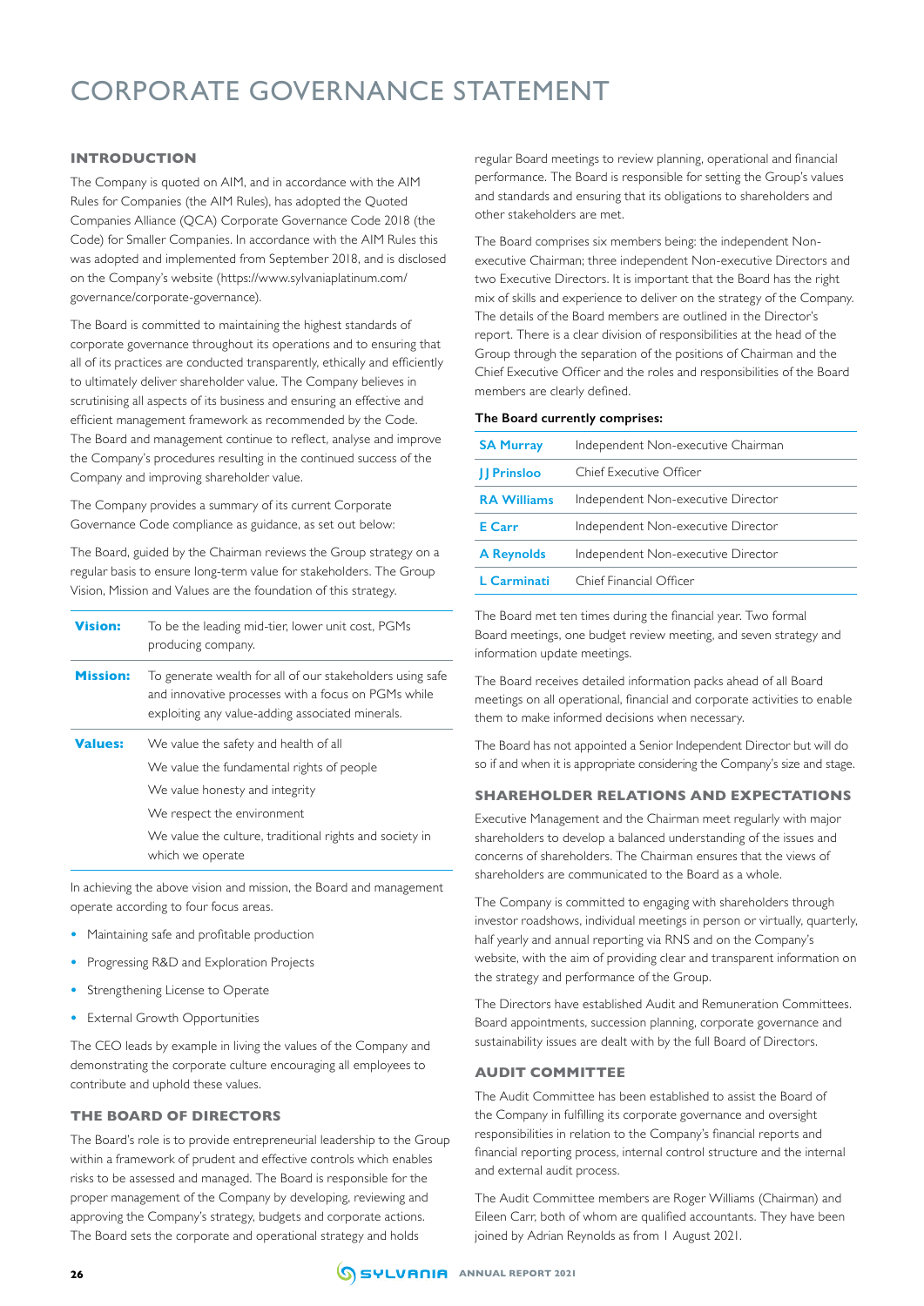# CORPORATE GOVERNANCE STATEMENT

## INTRODUCTION

The Company is quoted on AIM, and in accordance with the AIM Rules for Companies (the AIM Rules), has adopted the Quoted Companies Alliance (QCA) Corporate Governance Code 2018 (the Code) for Smaller Companies. In accordance with the AIM Rules this was adopted and implemented from September 2018, and is disclosed on the Company's website (https://www.sylvaniaplatinum.com/governance/corporate-governance).

The Board is committed to maintaining the highest standards of corporate governance throughout its operations and to ensuring that all of its practices are conducted transparently, ethically and efficiently to ultimately deliver shareholder value. The Company believes in scrutinising all aspects of its business and ensuring an effective and efficient management framework as recommended by the Code. The Board and management continue to reflect, analyse and improve the Company's procedures resulting in the continued success of the Company and improving shareholder value.

The Company provides a summary of its current Corporate Governance Code compliance as guidance, as set out below:

The Board, guided by the Chairman reviews the Group strategy on a regular basis to ensure long-term value for stakeholders. The Group Vision, Mission and Values are the foundation of this strategy.

| | |
|---|---|
| **Vision:** | To be the leading mid-tier, lower unit cost, PGMs producing company. |
| **Mission:** | To generate wealth for all of our stakeholders using safe and innovative processes with a focus on PGMs while exploiting any value-adding associated minerals. |
| **Values:** | We value the safety and health of all<br>We value the fundamental rights of people<br>We value honesty and integrity<br>We respect the environment<br>We value the culture, traditional rights and society in which we operate |

In achieving the above vision and mission, the Board and management operate according to four focus areas.

- Maintaining safe and profitable production
- Progressing R&D and Exploration Projects
- Strengthening License to Operate
- External Growth Opportunities

The CEO leads by example in living the values of the Company and demonstrating the corporate culture encouraging all employees to contribute and uphold these values.

## THE BOARD OF DIRECTORS

The Board's role is to provide entrepreneurial leadership to the Group within a framework of prudent and effective controls which enables risks to be assessed and managed. The Board is responsible for the proper management of the Company by developing, reviewing and approving the Company's strategy, budgets and corporate actions. The Board sets the corporate and operational strategy and holds regular Board meetings to review planning, operational and financial performance. The Board is responsible for setting the Group's values and standards and ensuring that its obligations to shareholders and other stakeholders are met.

The Board comprises six members being: the independent Non-executive Chairman; three independent Non-executive Directors and two Executive Directors. It is important that the Board has the right mix of skills and experience to deliver on the strategy of the Company. The details of the Board members are outlined in the Director's report. There is a clear division of responsibilities at the head of the Group through the separation of the positions of Chairman and the Chief Executive Officer and the roles and responsibilities of the Board members are clearly defined.

**The Board currently comprises:**

| | |
|---|---|
| **SA Murray** | Independent Non-executive Chairman |
| **JJ Prinsloo** | Chief Executive Officer |
| **RA Williams** | Independent Non-executive Director |
| **E Carr** | Independent Non-executive Director |
| **A Reynolds** | Independent Non-executive Director |
| **L Carminati** | Chief Financial Officer |

The Board met ten times during the financial year. Two formal Board meetings, one budget review meeting, and seven strategy and information update meetings.

The Board receives detailed information packs ahead of all Board meetings on all operational, financial and corporate activities to enable them to make informed decisions when necessary.

The Board has not appointed a Senior Independent Director but will do so if and when it is appropriate considering the Company's size and stage.

## SHAREHOLDER RELATIONS AND EXPECTATIONS

Executive Management and the Chairman meet regularly with major shareholders to develop a balanced understanding of the issues and concerns of shareholders. The Chairman ensures that the views of shareholders are communicated to the Board as a whole.

The Company is committed to engaging with shareholders through investor roadshows, individual meetings in person or virtually, quarterly, half yearly and annual reporting via RNS and on the Company's website, with the aim of providing clear and transparent information on the strategy and performance of the Group.

The Directors have established Audit and Remuneration Committees. Board appointments, succession planning, corporate governance and sustainability issues are dealt with by the full Board of Directors.

## AUDIT COMMITTEE

The Audit Committee has been established to assist the Board of the Company in fulfilling its corporate governance and oversight responsibilities in relation to the Company's financial reports and financial reporting process, internal control structure and the internal and external audit process.

The Audit Committee members are Roger Williams (Chairman) and Eileen Carr, both of whom are qualified accountants. They have been joined by Adrian Reynolds as from 1 August 2021.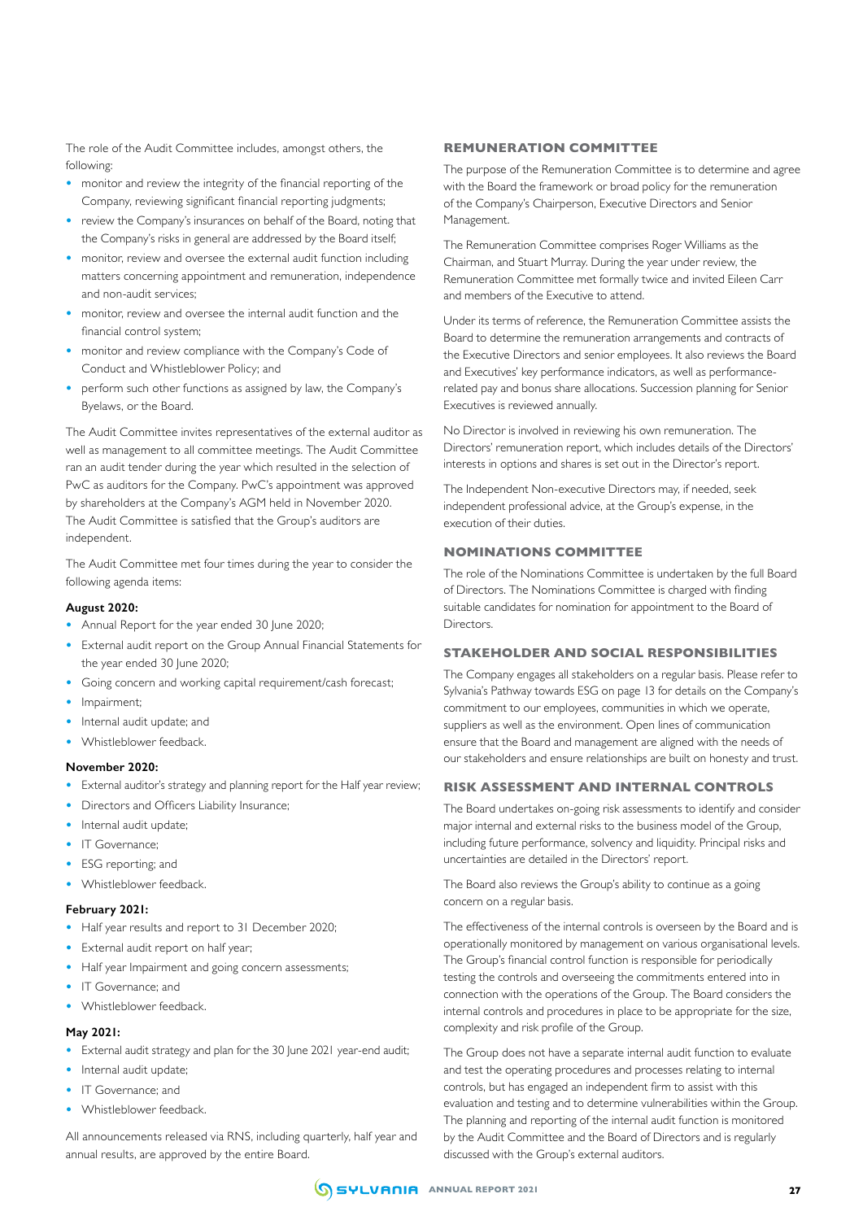The role of the Audit Committee includes, amongst others, the following:

- monitor and review the integrity of the financial reporting of the Company, reviewing significant financial reporting judgments;
- review the Company's insurances on behalf of the Board, noting that the Company's risks in general are addressed by the Board itself;
- monitor, review and oversee the external audit function including matters concerning appointment and remuneration, independence and non-audit services;
- monitor, review and oversee the internal audit function and the financial control system;
- monitor and review compliance with the Company's Code of Conduct and Whistleblower Policy; and
- perform such other functions as assigned by law, the Company's Byelaws, or the Board.

The Audit Committee invites representatives of the external auditor as well as management to all committee meetings. The Audit Committee ran an audit tender during the year which resulted in the selection of PwC as auditors for the Company. PwC's appointment was approved by shareholders at the Company's AGM held in November 2020. The Audit Committee is satisfied that the Group's auditors are independent.

The Audit Committee met four times during the year to consider the following agenda items:

**August 2020:**

- Annual Report for the year ended 30 June 2020;
- External audit report on the Group Annual Financial Statements for the year ended 30 June 2020;
- Going concern and working capital requirement/cash forecast;
- Impairment;
- Internal audit update; and
- Whistleblower feedback.

**November 2020:**

- External auditor's strategy and planning report for the Half year review;
- Directors and Officers Liability Insurance;
- Internal audit update;
- IT Governance;
- ESG reporting; and
- Whistleblower feedback.

**February 2021:**

- Half year results and report to 31 December 2020;
- External audit report on half year;
- Half year Impairment and going concern assessments;
- IT Governance; and
- Whistleblower feedback.

**May 2021:**

- External audit strategy and plan for the 30 June 2021 year-end audit;
- Internal audit update;
- IT Governance; and
- Whistleblower feedback.

All announcements released via RNS, including quarterly, half year and annual results, are approved by the entire Board.

## REMUNERATION COMMITTEE

The purpose of the Remuneration Committee is to determine and agree with the Board the framework or broad policy for the remuneration of the Company's Chairperson, Executive Directors and Senior Management.

The Remuneration Committee comprises Roger Williams as the Chairman, and Stuart Murray. During the year under review, the Remuneration Committee met formally twice and invited Eileen Carr and members of the Executive to attend.

Under its terms of reference, the Remuneration Committee assists the Board to determine the remuneration arrangements and contracts of the Executive Directors and senior employees. It also reviews the Board and Executives' key performance indicators, as well as performance-related pay and bonus share allocations. Succession planning for Senior Executives is reviewed annually.

No Director is involved in reviewing his own remuneration. The Directors' remuneration report, which includes details of the Directors' interests in options and shares is set out in the Director's report.

The Independent Non-executive Directors may, if needed, seek independent professional advice, at the Group's expense, in the execution of their duties.

## NOMINATIONS COMMITTEE

The role of the Nominations Committee is undertaken by the full Board of Directors. The Nominations Committee is charged with finding suitable candidates for nomination for appointment to the Board of Directors.

## STAKEHOLDER AND SOCIAL RESPONSIBILITIES

The Company engages all stakeholders on a regular basis. Please refer to Sylvania's Pathway towards ESG on page 13 for details on the Company's commitment to our employees, communities in which we operate, suppliers as well as the environment. Open lines of communication ensure that the Board and management are aligned with the needs of our stakeholders and ensure relationships are built on honesty and trust.

## RISK ASSESSMENT AND INTERNAL CONTROLS

The Board undertakes on-going risk assessments to identify and consider major internal and external risks to the business model of the Group, including future performance, solvency and liquidity. Principal risks and uncertainties are detailed in the Directors' report.

The Board also reviews the Group's ability to continue as a going concern on a regular basis.

The effectiveness of the internal controls is overseen by the Board and is operationally monitored by management on various organisational levels. The Group's financial control function is responsible for periodically testing the controls and overseeing the commitments entered into in connection with the operations of the Group. The Board considers the internal controls and procedures in place to be appropriate for the size, complexity and risk profile of the Group.

The Group does not have a separate internal audit function to evaluate and test the operating procedures and processes relating to internal controls, but has engaged an independent firm to assist with this evaluation and testing and to determine vulnerabilities within the Group. The planning and reporting of the internal audit function is monitored by the Audit Committee and the Board of Directors and is regularly discussed with the Group's external auditors.